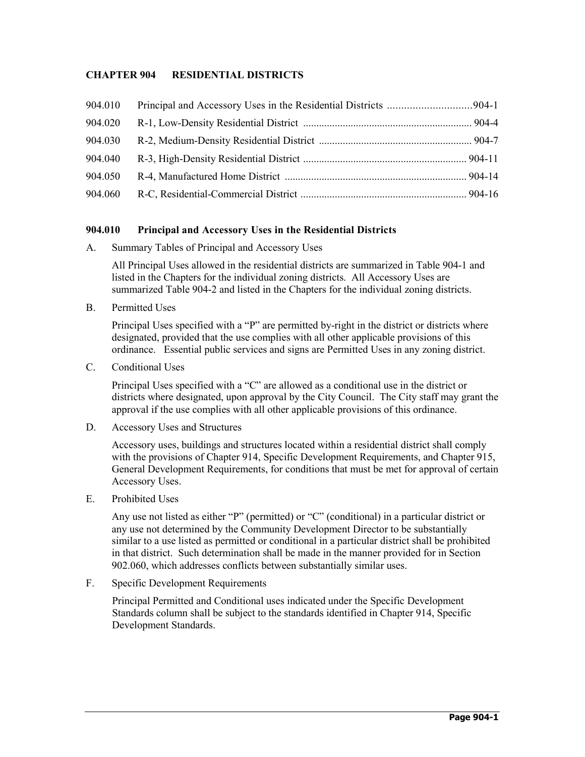# CHAPTER 904 RESIDENTIAL DISTRICTS

| | | |
|---|---|---|
| 904.010 | Principal and Accessory Uses in the Residential Districts | 904-1 |
| 904.020 | R-1, Low-Density Residential District | 904-4 |
| 904.030 | R-2, Medium-Density Residential District | 904-7 |
| 904.040 | R-3, High-Density Residential District | 904-11 |
| 904.050 | R-4, Manufactured Home District | 904-14 |
| 904.060 | R-C, Residential-Commercial District | 904-16 |

## 904.010 Principal and Accessory Uses in the Residential Districts

A. Summary Tables of Principal and Accessory Uses

All Principal Uses allowed in the residential districts are summarized in Table 904-1 and listed in the Chapters for the individual zoning districts. All Accessory Uses are summarized Table 904-2 and listed in the Chapters for the individual zoning districts.

B. Permitted Uses

Principal Uses specified with a "P" are permitted by-right in the district or districts where designated, provided that the use complies with all other applicable provisions of this ordinance. Essential public services and signs are Permitted Uses in any zoning district.

C. Conditional Uses

Principal Uses specified with a "C" are allowed as a conditional use in the district or districts where designated, upon approval by the City Council. The City staff may grant the approval if the use complies with all other applicable provisions of this ordinance.

D. Accessory Uses and Structures

Accessory uses, buildings and structures located within a residential district shall comply with the provisions of Chapter 914, Specific Development Requirements, and Chapter 915, General Development Requirements, for conditions that must be met for approval of certain Accessory Uses.

E. Prohibited Uses

Any use not listed as either "P" (permitted) or "C" (conditional) in a particular district or any use not determined by the Community Development Director to be substantially similar to a use listed as permitted or conditional in a particular district shall be prohibited in that district. Such determination shall be made in the manner provided for in Section 902.060, which addresses conflicts between substantially similar uses.

F. Specific Development Requirements

Principal Permitted and Conditional uses indicated under the Specific Development Standards column shall be subject to the standards identified in Chapter 914, Specific Development Standards.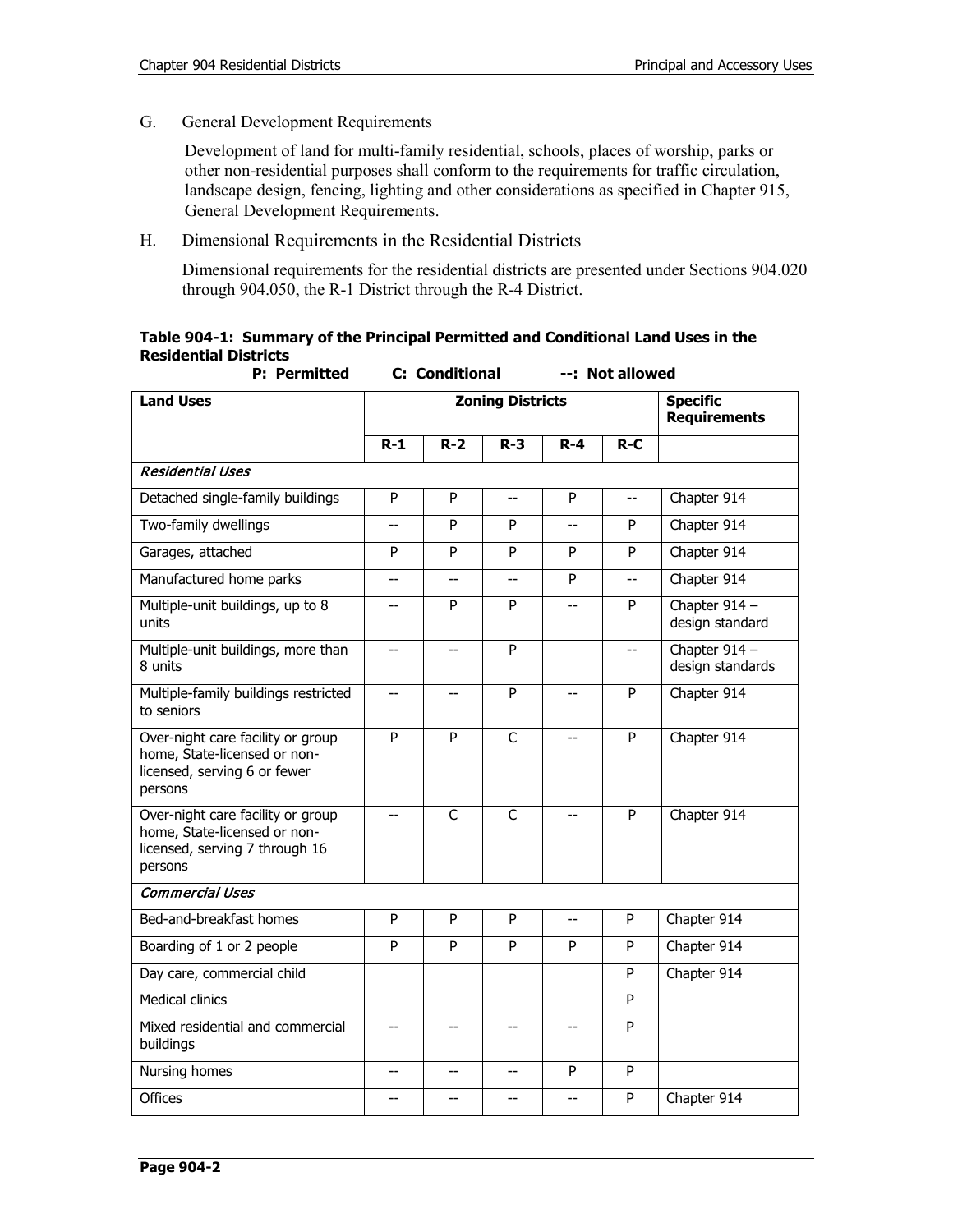G. General Development Requirements

Development of land for multi-family residential, schools, places of worship, parks or other non-residential purposes shall conform to the requirements for traffic circulation, landscape design, fencing, lighting and other considerations as specified in Chapter 915, General Development Requirements.

H. Dimensional Requirements in the Residential Districts

Dimensional requirements for the residential districts are presented under Sections 904.020 through 904.050, the R-1 District through the R-4 District.

**Table 904-1: Summary of the Principal Permitted and Conditional Land Uses in the Residential Districts**

**P: Permitted C: Conditional --: Not allowed**

| Land Uses | Zoning Districts | | | | | Specific Requirements |
|---|---|---|---|---|---|---|
| | R-1 | R-2 | R-3 | R-4 | R-C | |
| *Residential Uses* | | | | | | |
| Detached single-family buildings | P | P | -- | P | -- | Chapter 914 |
| Two-family dwellings | -- | P | P | -- | P | Chapter 914 |
| Garages, attached | P | P | P | P | P | Chapter 914 |
| Manufactured home parks | -- | -- | -- | P | -- | Chapter 914 |
| Multiple-unit buildings, up to 8 units | -- | P | P | -- | P | Chapter 914 – design standard |
| Multiple-unit buildings, more than 8 units | -- | -- | P | | -- | Chapter 914 – design standards |
| Multiple-family buildings restricted to seniors | -- | -- | P | -- | P | Chapter 914 |
| Over-night care facility or group home, State-licensed or non-licensed, serving 6 or fewer persons | P | P | C | -- | P | Chapter 914 |
| Over-night care facility or group home, State-licensed or non-licensed, serving 7 through 16 persons | -- | C | C | -- | P | Chapter 914 |
| *Commercial Uses* | | | | | | |
| Bed-and-breakfast homes | P | P | P | -- | P | Chapter 914 |
| Boarding of 1 or 2 people | P | P | P | P | P | Chapter 914 |
| Day care, commercial child | | | | | P | Chapter 914 |
| Medical clinics | | | | | P | |
| Mixed residential and commercial buildings | -- | -- | -- | -- | P | |
| Nursing homes | -- | -- | -- | P | P | |
| Offices | -- | -- | -- | -- | P | Chapter 914 |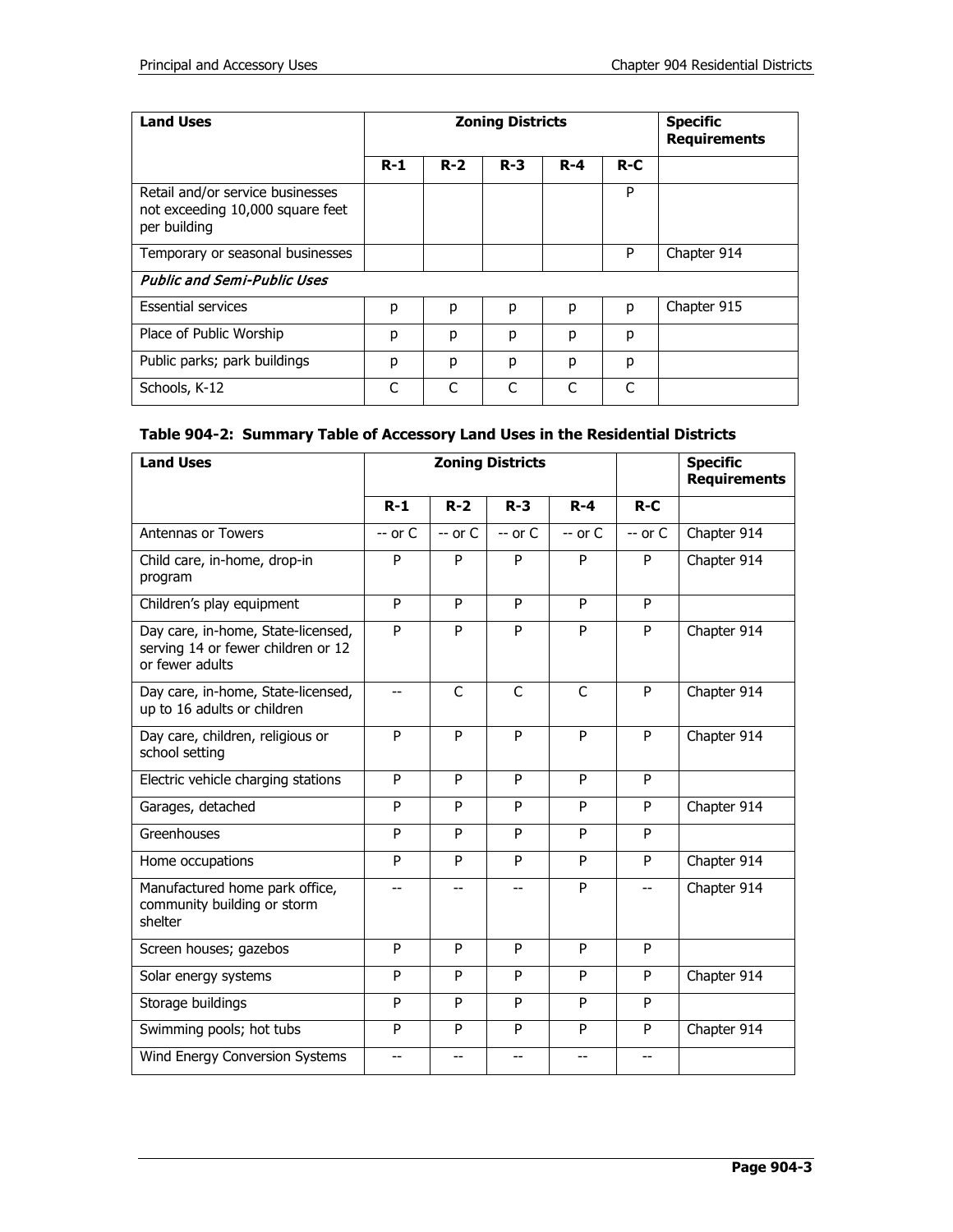| Land Uses | Zoning Districts | | | | | Specific Requirements |
|---|---|---|---|---|---|---|
| | R-1 | R-2 | R-3 | R-4 | R-C | |
| Retail and/or service businesses not exceeding 10,000 square feet per building | | | | | P | |
| Temporary or seasonal businesses | | | | | P | Chapter 914 |
| *Public and Semi-Public Uses* | | | | | | |
| Essential services | p | p | p | p | p | Chapter 915 |
| Place of Public Worship | p | p | p | p | p | |
| Public parks; park buildings | p | p | p | p | p | |
| Schools, K-12 | C | C | C | C | C | |

**Table 904-2: Summary Table of Accessory Land Uses in the Residential Districts**

| Land Uses | Zoning Districts | | | | | Specific Requirements |
|---|---|---|---|---|---|---|
| | R-1 | R-2 | R-3 | R-4 | R-C | |
| Antennas or Towers | -- or C | -- or C | -- or C | -- or C | -- or C | Chapter 914 |
| Child care, in-home, drop-in program | P | P | P | P | P | Chapter 914 |
| Children's play equipment | P | P | P | P | P | |
| Day care, in-home, State-licensed, serving 14 or fewer children or 12 or fewer adults | P | P | P | P | P | Chapter 914 |
| Day care, in-home, State-licensed, up to 16 adults or children | -- | C | C | C | P | Chapter 914 |
| Day care, children, religious or school setting | P | P | P | P | P | Chapter 914 |
| Electric vehicle charging stations | P | P | P | P | P | |
| Garages, detached | P | P | P | P | P | Chapter 914 |
| Greenhouses | P | P | P | P | P | |
| Home occupations | P | P | P | P | P | Chapter 914 |
| Manufactured home park office, community building or storm shelter | -- | -- | -- | P | -- | Chapter 914 |
| Screen houses; gazebos | P | P | P | P | P | |
| Solar energy systems | P | P | P | P | P | Chapter 914 |
| Storage buildings | P | P | P | P | P | |
| Swimming pools; hot tubs | P | P | P | P | P | Chapter 914 |
| Wind Energy Conversion Systems | -- | -- | -- | -- | -- | |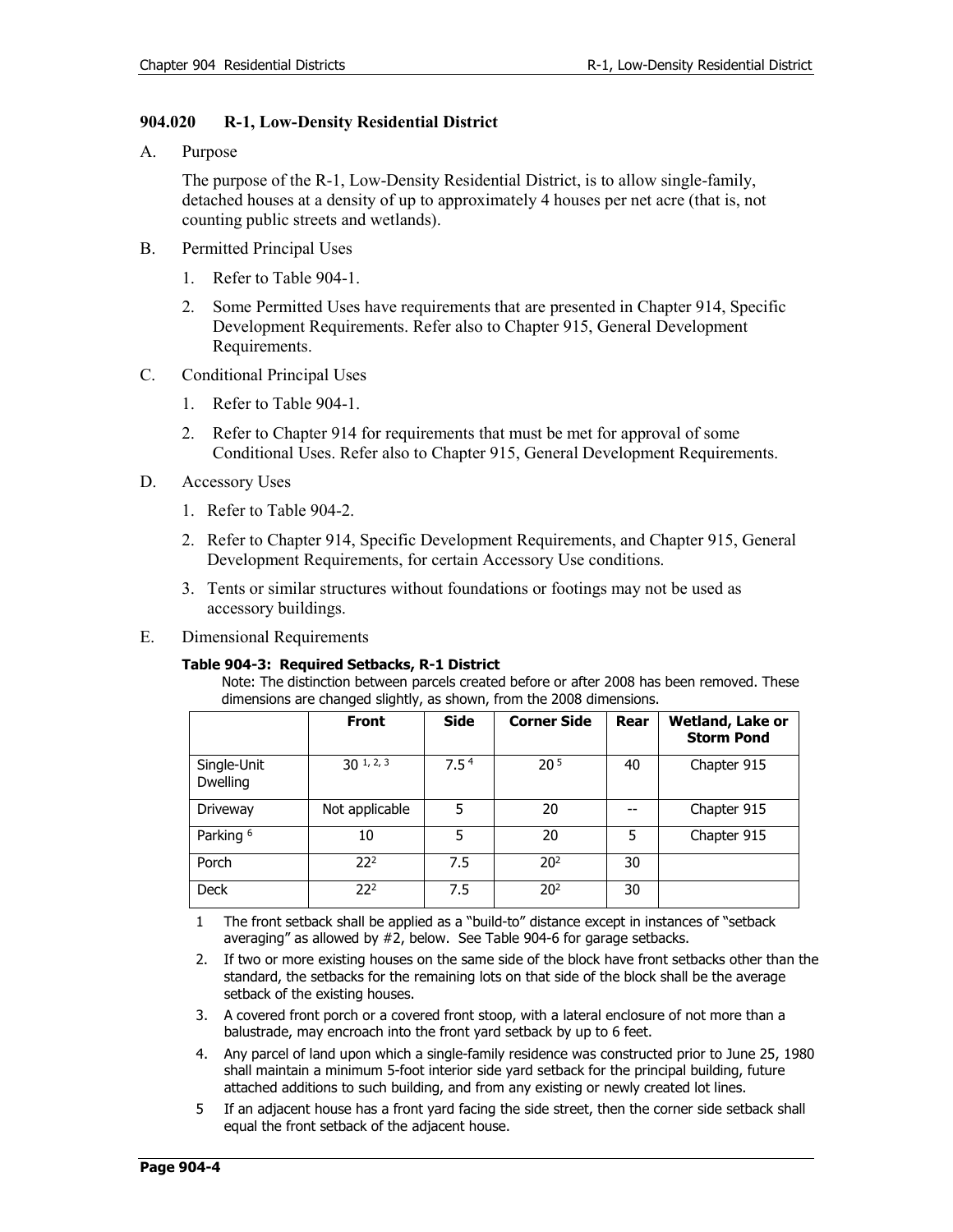### 904.020 R-1, Low-Density Residential District

A. Purpose

The purpose of the R-1, Low-Density Residential District, is to allow single-family, detached houses at a density of up to approximately 4 houses per net acre (that is, not counting public streets and wetlands).

B. Permitted Principal Uses

1. Refer to Table 904-1.
2. Some Permitted Uses have requirements that are presented in Chapter 914, Specific Development Requirements. Refer also to Chapter 915, General Development Requirements.

C. Conditional Principal Uses

1. Refer to Table 904-1.
2. Refer to Chapter 914 for requirements that must be met for approval of some Conditional Uses. Refer also to Chapter 915, General Development Requirements.

D. Accessory Uses

1. Refer to Table 904-2.
2. Refer to Chapter 914, Specific Development Requirements, and Chapter 915, General Development Requirements, for certain Accessory Use conditions.
3. Tents or similar structures without foundations or footings may not be used as accessory buildings.

E. Dimensional Requirements

**Table 904-3: Required Setbacks, R-1 District**

Note: The distinction between parcels created before or after 2008 has been removed. These dimensions are changed slightly, as shown, from the 2008 dimensions.

| | Front | Side | Corner Side | Rear | Wetland, Lake or Storm Pond |
|---|---|---|---|---|---|
| Single-Unit Dwelling | 30 [1, 2, 3] | 7.5 [4] | 20 [5] | 40 | Chapter 915 |
| Driveway | Not applicable | 5 | 20 | -- | Chapter 915 |
| Parking [6] | 10 | 5 | 20 | 5 | Chapter 915 |
| Porch | 22[2] | 7.5 | 20[2] | 30 | |
| Deck | 22[2] | 7.5 | 20[2] | 30 | |

1 The front setback shall be applied as a "build-to" distance except in instances of "setback averaging" as allowed by #2, below. See Table 904-6 for garage setbacks.

2. If two or more existing houses on the same side of the block have front setbacks other than the standard, the setbacks for the remaining lots on that side of the block shall be the average setback of the existing houses.

3. A covered front porch or a covered front stoop, with a lateral enclosure of not more than a balustrade, may encroach into the front yard setback by up to 6 feet.

4. Any parcel of land upon which a single-family residence was constructed prior to June 25, 1980 shall maintain a minimum 5-foot interior side yard setback for the principal building, future attached additions to such building, and from any existing or newly created lot lines.

5 If an adjacent house has a front yard facing the side street, then the corner side setback shall equal the front setback of the adjacent house.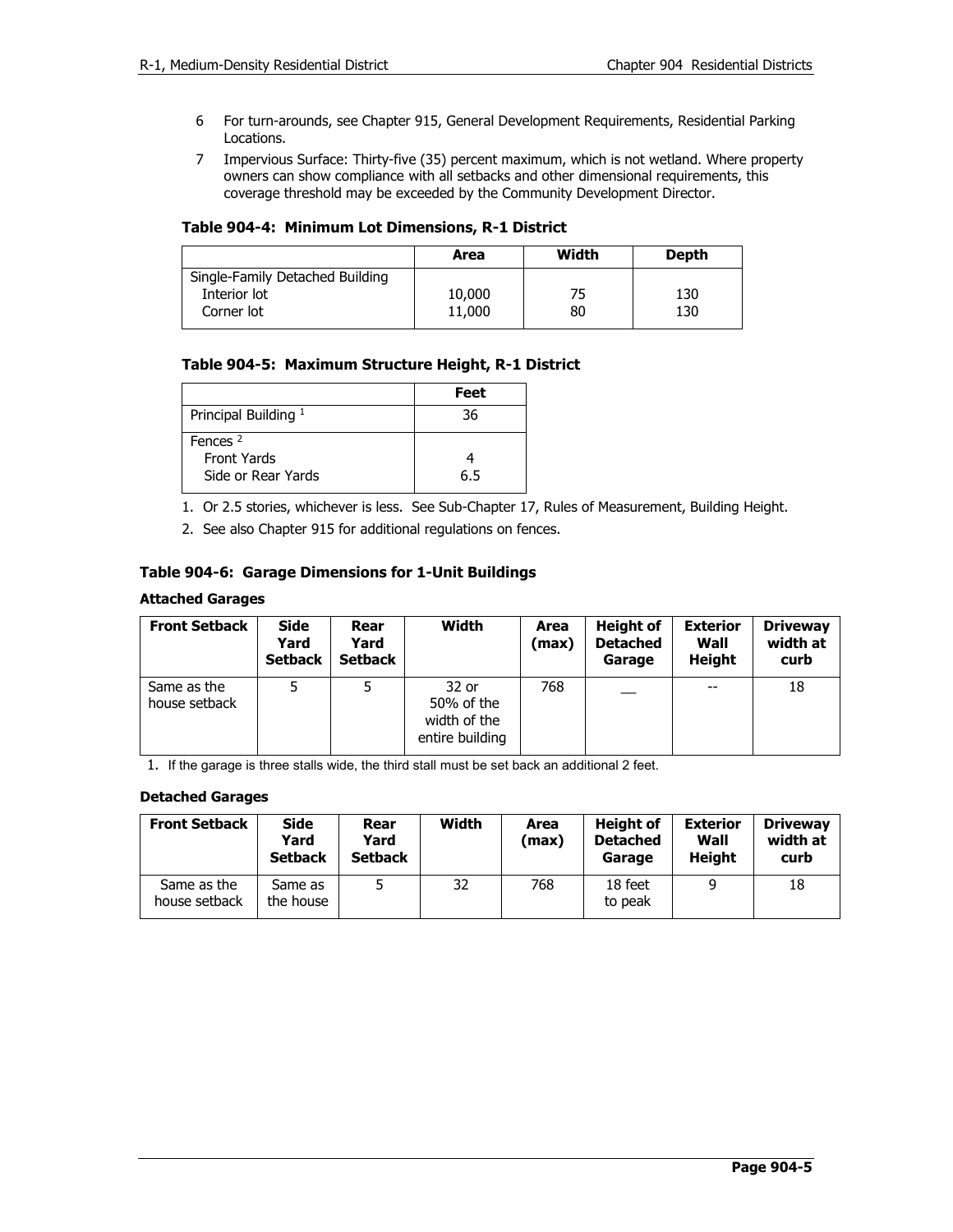6 For turn-arounds, see Chapter 915, General Development Requirements, Residential Parking Locations.

7 Impervious Surface: Thirty-five (35) percent maximum, which is not wetland. Where property owners can show compliance with all setbacks and other dimensional requirements, this coverage threshold may be exceeded by the Community Development Director.

**Table 904-4: Minimum Lot Dimensions, R-1 District**

| | Area | Width | Depth |
|---|---|---|---|
| Single-Family Detached Building<br>Interior lot<br>Corner lot | <br>10,000<br>11,000 | <br>75<br>80 | <br>130<br>130 |

**Table 904-5: Maximum Structure Height, R-1 District**

| | Feet |
|---|---|
| Principal Building [1] | 36 |
| Fences [2]<br>Front Yards<br>Side or Rear Yards | <br>4<br>6.5 |

1. Or 2.5 stories, whichever is less. See Sub-Chapter 17, Rules of Measurement, Building Height.
2. See also Chapter 915 for additional regulations on fences.

**Table 904-6: Garage Dimensions for 1-Unit Buildings**

**Attached Garages**

| Front Setback | Side Yard Setback | Rear Yard Setback | Width | Area (max) | Height of Detached Garage | Exterior Wall Height | Driveway width at curb |
|---|---|---|---|---|---|---|---|
| Same as the house setback | 5 | 5 | 32 or 50% of the width of the entire building | 768 | __ | -- | 18 |

1. If the garage is three stalls wide, the third stall must be set back an additional 2 feet.

**Detached Garages**

| Front Setback | Side Yard Setback | Rear Yard Setback | Width | Area (max) | Height of Detached Garage | Exterior Wall Height | Driveway width at curb |
|---|---|---|---|---|---|---|---|
| Same as the house setback | Same as the house | 5 | 32 | 768 | 18 feet to peak | 9 | 18 |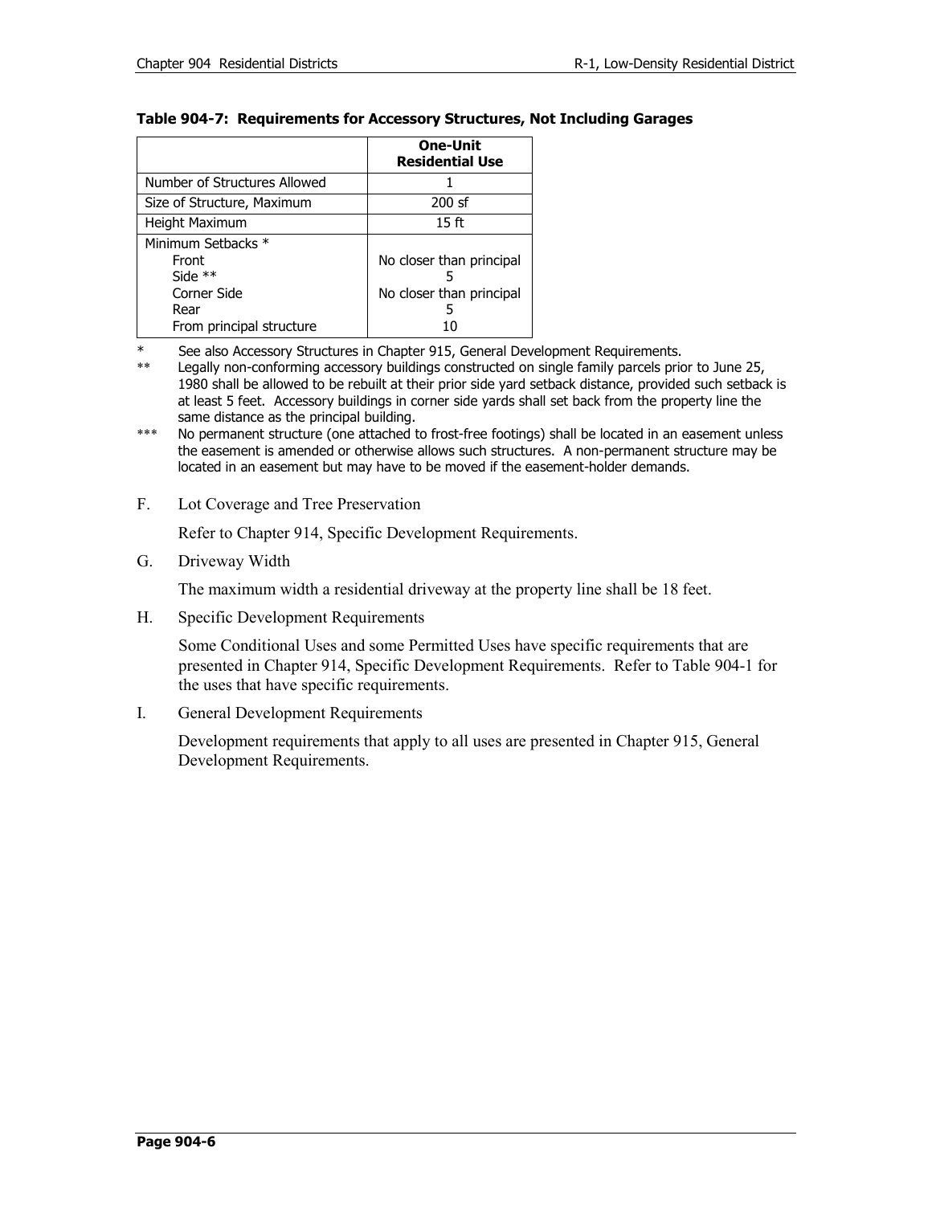**Table 904-7: Requirements for Accessory Structures, Not Including Garages**

| | One-Unit Residential Use |
|---|---|
| Number of Structures Allowed | 1 |
| Size of Structure, Maximum | 200 sf |
| Height Maximum | 15 ft |
| Minimum Setbacks * | |
| Front | No closer than principal |
| Side ** | 5 |
| Corner Side | No closer than principal |
| Rear | 5 |
| From principal structure | 10 |

\* See also Accessory Structures in Chapter 915, General Development Requirements.

\*\* Legally non-conforming accessory buildings constructed on single family parcels prior to June 25, 1980 shall be allowed to be rebuilt at their prior side yard setback distance, provided such setback is at least 5 feet. Accessory buildings in corner side yards shall set back from the property line the same distance as the principal building.

\*\*\* No permanent structure (one attached to frost-free footings) shall be located in an easement unless the easement is amended or otherwise allows such structures. A non-permanent structure may be located in an easement but may have to be moved if the easement-holder demands.

F. Lot Coverage and Tree Preservation

Refer to Chapter 914, Specific Development Requirements.

G. Driveway Width

The maximum width a residential driveway at the property line shall be 18 feet.

H. Specific Development Requirements

Some Conditional Uses and some Permitted Uses have specific requirements that are presented in Chapter 914, Specific Development Requirements. Refer to Table 904-1 for the uses that have specific requirements.

I. General Development Requirements

Development requirements that apply to all uses are presented in Chapter 915, General Development Requirements.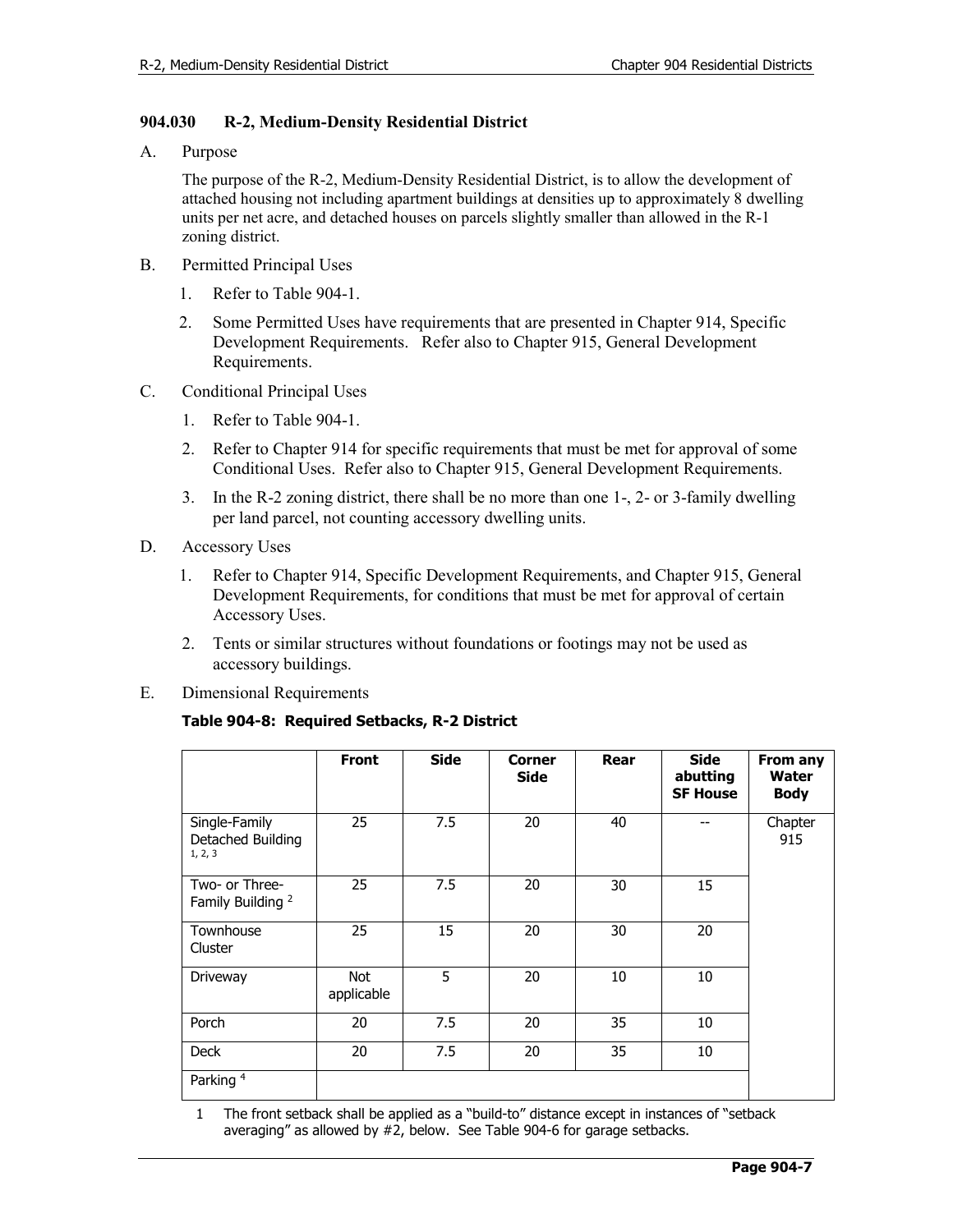### 904.030 R-2, Medium-Density Residential District

A. Purpose

The purpose of the R-2, Medium-Density Residential District, is to allow the development of attached housing not including apartment buildings at densities up to approximately 8 dwelling units per net acre, and detached houses on parcels slightly smaller than allowed in the R-1 zoning district.

B. Permitted Principal Uses

1. Refer to Table 904-1.
2. Some Permitted Uses have requirements that are presented in Chapter 914, Specific Development Requirements. Refer also to Chapter 915, General Development Requirements.

C. Conditional Principal Uses

1. Refer to Table 904-1.
2. Refer to Chapter 914 for specific requirements that must be met for approval of some Conditional Uses. Refer also to Chapter 915, General Development Requirements.
3. In the R-2 zoning district, there shall be no more than one 1-, 2- or 3-family dwelling per land parcel, not counting accessory dwelling units.

D. Accessory Uses

1. Refer to Chapter 914, Specific Development Requirements, and Chapter 915, General Development Requirements, for conditions that must be met for approval of certain Accessory Uses.
2. Tents or similar structures without foundations or footings may not be used as accessory buildings.

E. Dimensional Requirements

**Table 904-8: Required Setbacks, R-2 District**

| | Front | Side | Corner Side | Rear | Side abutting SF House | From any Water Body |
|---|---|---|---|---|---|---|
| Single-Family Detached Building [1, 2, 3] | 25 | 7.5 | 20 | 40 | -- | Chapter 915 |
| Two- or Three-Family Building [2] | 25 | 7.5 | 20 | 30 | 15 | |
| Townhouse Cluster | 25 | 15 | 20 | 30 | 20 | |
| Driveway | Not applicable | 5 | 20 | 10 | 10 | |
| Porch | 20 | 7.5 | 20 | 35 | 10 | |
| Deck | 20 | 7.5 | 20 | 35 | 10 | |
| Parking [4] | | | | | | |

1 The front setback shall be applied as a "build-to" distance except in instances of "setback averaging" as allowed by #2, below. See Table 904-6 for garage setbacks.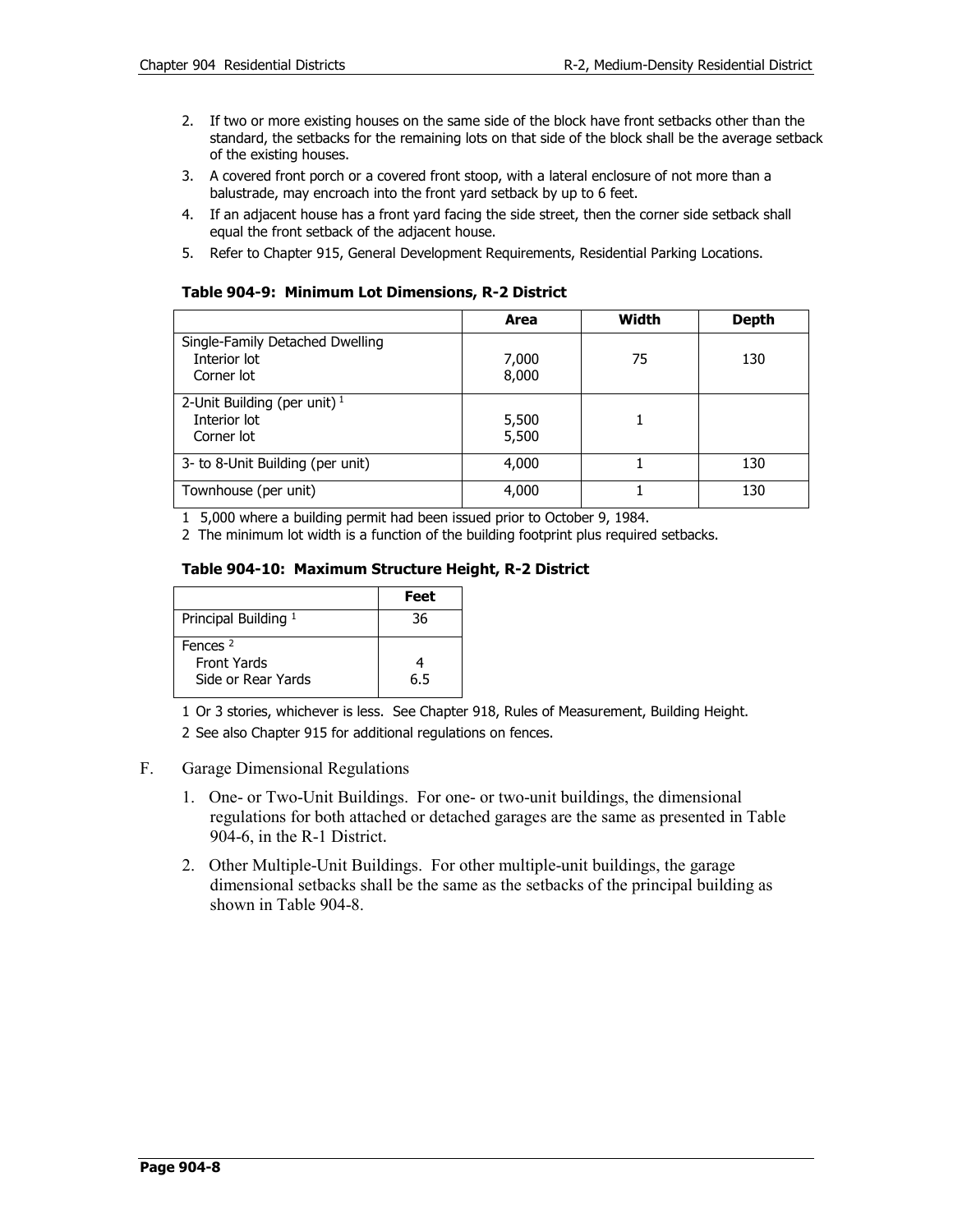2. If two or more existing houses on the same side of the block have front setbacks other than the standard, the setbacks for the remaining lots on that side of the block shall be the average setback of the existing houses.
3. A covered front porch or a covered front stoop, with a lateral enclosure of not more than a balustrade, may encroach into the front yard setback by up to 6 feet.
4. If an adjacent house has a front yard facing the side street, then the corner side setback shall equal the front setback of the adjacent house.
5. Refer to Chapter 915, General Development Requirements, Residential Parking Locations.

**Table 904-9: Minimum Lot Dimensions, R-2 District**

| | Area | Width | Depth |
|---|---|---|---|
| Single-Family Detached Dwelling<br>Interior lot<br>Corner lot | <br>7,000<br>8,000 | 75 | 130 |
| 2-Unit Building (per unit) [1]<br>Interior lot<br>Corner lot | <br>5,500<br>5,500 | 1 | |
| 3- to 8-Unit Building (per unit) | 4,000 | 1 | 130 |
| Townhouse (per unit) | 4,000 | 1 | 130 |

1 5,000 where a building permit had been issued prior to October 9, 1984.

2 The minimum lot width is a function of the building footprint plus required setbacks.

**Table 904-10: Maximum Structure Height, R-2 District**

| | Feet |
|---|---|
| Principal Building [1] | 36 |
| Fences [2]<br>Front Yards<br>Side or Rear Yards | <br>4<br>6.5 |

1 Or 3 stories, whichever is less. See Chapter 918, Rules of Measurement, Building Height.

2 See also Chapter 915 for additional regulations on fences.

F. Garage Dimensional Regulations

1. One- or Two-Unit Buildings. For one- or two-unit buildings, the dimensional regulations for both attached or detached garages are the same as presented in Table 904-6, in the R-1 District.
2. Other Multiple-Unit Buildings. For other multiple-unit buildings, the garage dimensional setbacks shall be the same as the setbacks of the principal building as shown in Table 904-8.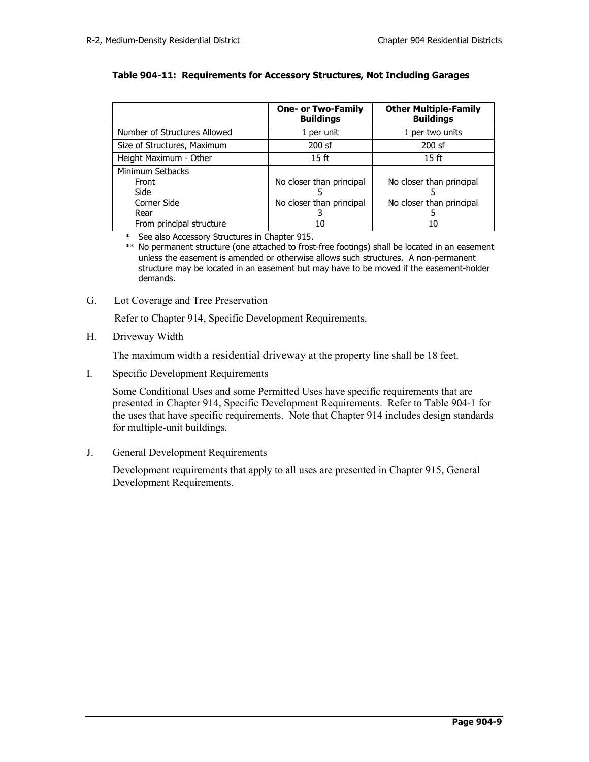**Table 904-11: Requirements for Accessory Structures, Not Including Garages**

| | One- or Two-Family Buildings | Other Multiple-Family Buildings |
|---|---|---|
| Number of Structures Allowed | 1 per unit | 1 per two units |
| Size of Structures, Maximum | 200 sf | 200 sf |
| Height Maximum - Other | 15 ft | 15 ft |
| Minimum Setbacks | | |
| Front | No closer than principal | No closer than principal |
| Side | 5 | 5 |
| Corner Side | No closer than principal | No closer than principal |
| Rear | 3 | 5 |
| From principal structure | 10 | 10 |

\* See also Accessory Structures in Chapter 915.

\*\* No permanent structure (one attached to frost-free footings) shall be located in an easement unless the easement is amended or otherwise allows such structures. A non-permanent structure may be located in an easement but may have to be moved if the easement-holder demands.

G. Lot Coverage and Tree Preservation

Refer to Chapter 914, Specific Development Requirements.

H. Driveway Width

The maximum width a residential driveway at the property line shall be 18 feet.

I. Specific Development Requirements

Some Conditional Uses and some Permitted Uses have specific requirements that are presented in Chapter 914, Specific Development Requirements. Refer to Table 904-1 for the uses that have specific requirements. Note that Chapter 914 includes design standards for multiple-unit buildings.

J. General Development Requirements

Development requirements that apply to all uses are presented in Chapter 915, General Development Requirements.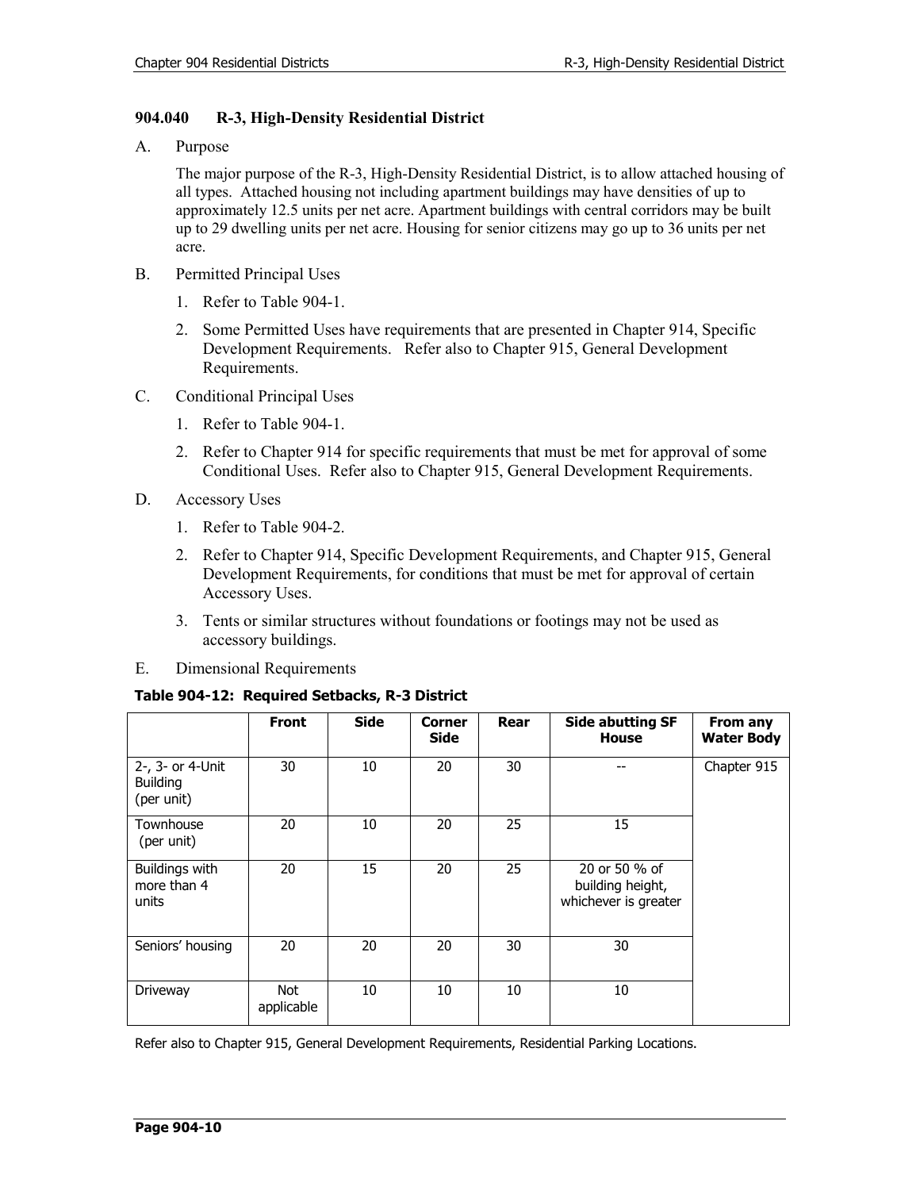## 904.040 R-3, High-Density Residential District

A. Purpose

The major purpose of the R-3, High-Density Residential District, is to allow attached housing of all types. Attached housing not including apartment buildings may have densities of up to approximately 12.5 units per net acre. Apartment buildings with central corridors may be built up to 29 dwelling units per net acre. Housing for senior citizens may go up to 36 units per net acre.

B. Permitted Principal Uses

1. Refer to Table 904-1.
2. Some Permitted Uses have requirements that are presented in Chapter 914, Specific Development Requirements. Refer also to Chapter 915, General Development Requirements.

C. Conditional Principal Uses

1. Refer to Table 904-1.
2. Refer to Chapter 914 for specific requirements that must be met for approval of some Conditional Uses. Refer also to Chapter 915, General Development Requirements.

D. Accessory Uses

1. Refer to Table 904-2.
2. Refer to Chapter 914, Specific Development Requirements, and Chapter 915, General Development Requirements, for conditions that must be met for approval of certain Accessory Uses.
3. Tents or similar structures without foundations or footings may not be used as accessory buildings.

E. Dimensional Requirements

**Table 904-12: Required Setbacks, R-3 District**

| | Front | Side | Corner Side | Rear | Side abutting SF House | From any Water Body |
|---|---|---|---|---|---|---|
| 2-, 3- or 4-Unit Building (per unit) | 30 | 10 | 20 | 30 | -- | Chapter 915 |
| Townhouse (per unit) | 20 | 10 | 20 | 25 | 15 | |
| Buildings with more than 4 units | 20 | 15 | 20 | 25 | 20 or 50 % of building height, whichever is greater | |
| Seniors' housing | 20 | 20 | 20 | 30 | 30 | |
| Driveway | Not applicable | 10 | 10 | 10 | 10 | |

Refer also to Chapter 915, General Development Requirements, Residential Parking Locations.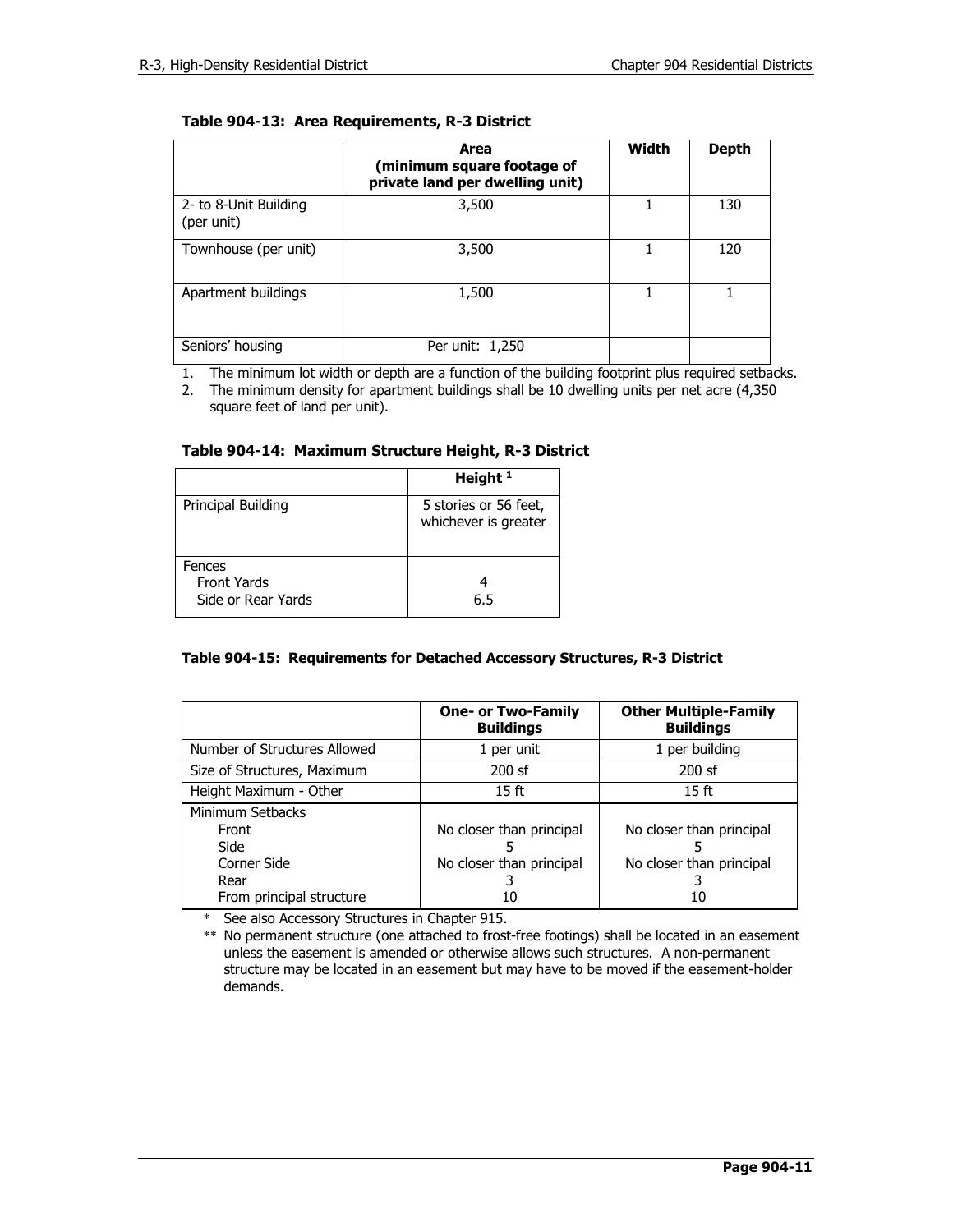**Table 904-13: Area Requirements, R-3 District**

| | Area (minimum square footage of private land per dwelling unit) | Width | Depth |
|---|---|---|---|
| 2- to 8-Unit Building (per unit) | 3,500 | 1 | 130 |
| Townhouse (per unit) | 3,500 | 1 | 120 |
| Apartment buildings | 1,500 | 1 | 1 |
| Seniors' housing | Per unit: 1,250 | | |

1. The minimum lot width or depth are a function of the building footprint plus required setbacks.
2. The minimum density for apartment buildings shall be 10 dwelling units per net acre (4,350 square feet of land per unit).

**Table 904-14: Maximum Structure Height, R-3 District**

| | Height [1] |
|---|---|
| Principal Building | 5 stories or 56 feet, whichever is greater |
| Fences<br>Front Yards<br>Side or Rear Yards | <br>4<br>6.5 |

**Table 904-15: Requirements for Detached Accessory Structures, R-3 District**

| | One- or Two-Family Buildings | Other Multiple-Family Buildings |
|---|---|---|
| Number of Structures Allowed | 1 per unit | 1 per building |
| Size of Structures, Maximum | 200 sf | 200 sf |
| Height Maximum - Other | 15 ft | 15 ft |
| Minimum Setbacks<br>Front<br>Side<br>Corner Side<br>Rear<br>From principal structure | <br>No closer than principal<br>5<br>No closer than principal<br>3<br>10 | <br>No closer than principal<br>5<br>No closer than principal<br>3<br>10 |

\* See also Accessory Structures in Chapter 915.

\*\* No permanent structure (one attached to frost-free footings) shall be located in an easement unless the easement is amended or otherwise allows such structures. A non-permanent structure may be located in an easement but may have to be moved if the easement-holder demands.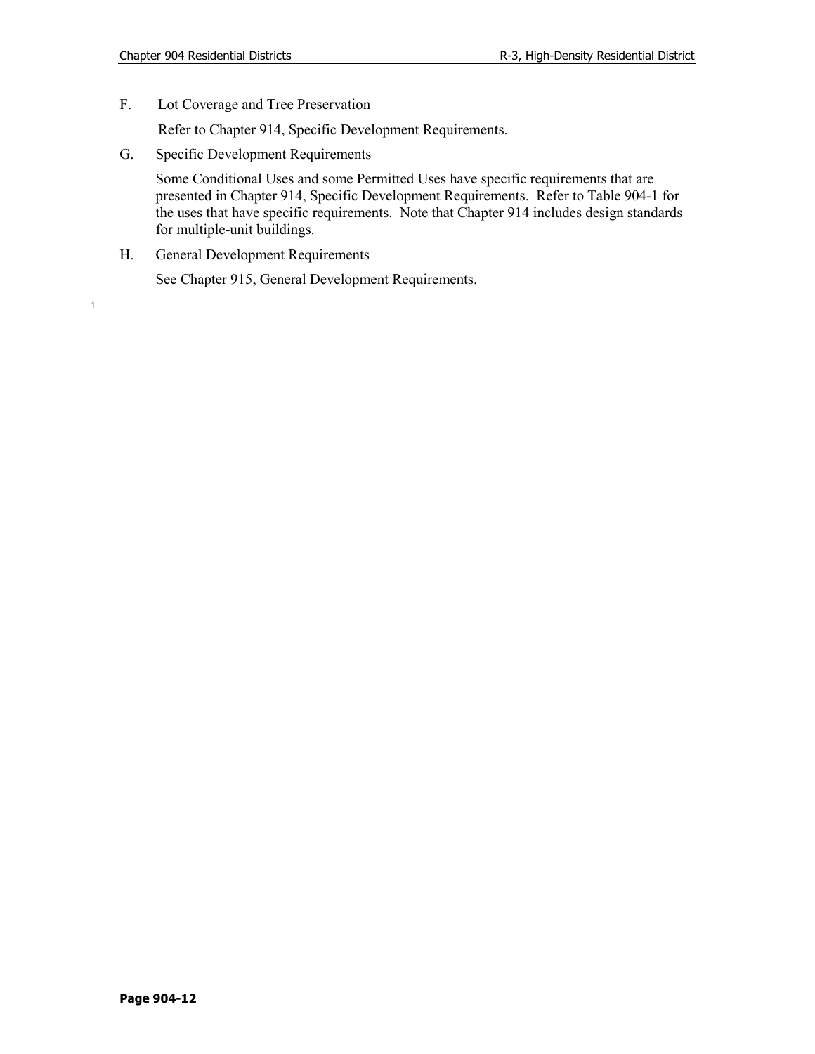F. Lot Coverage and Tree Preservation

Refer to Chapter 914, Specific Development Requirements.

G. Specific Development Requirements

Some Conditional Uses and some Permitted Uses have specific requirements that are presented in Chapter 914, Specific Development Requirements. Refer to Table 904-1 for the uses that have specific requirements. Note that Chapter 914 includes design standards for multiple-unit buildings.

H. General Development Requirements

See Chapter 915, General Development Requirements.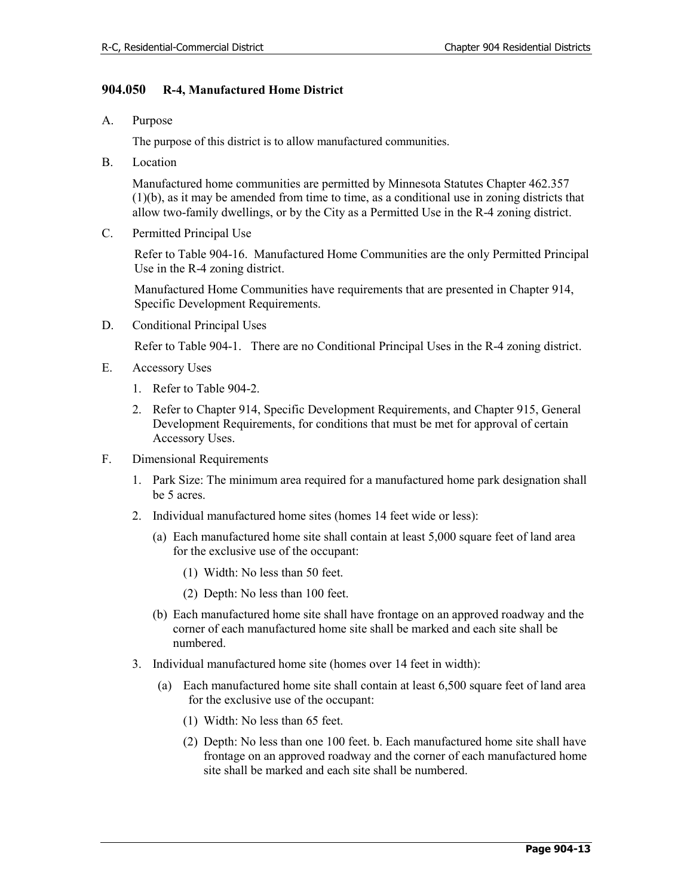### 904.050 R-4, Manufactured Home District

A. Purpose

The purpose of this district is to allow manufactured communities.

B. Location

Manufactured home communities are permitted by Minnesota Statutes Chapter 462.357 (1)(b), as it may be amended from time to time, as a conditional use in zoning districts that allow two-family dwellings, or by the City as a Permitted Use in the R-4 zoning district.

C. Permitted Principal Use

Refer to Table 904-16. Manufactured Home Communities are the only Permitted Principal Use in the R-4 zoning district.

Manufactured Home Communities have requirements that are presented in Chapter 914, Specific Development Requirements.

D. Conditional Principal Uses

Refer to Table 904-1. There are no Conditional Principal Uses in the R-4 zoning district.

E. Accessory Uses

1. Refer to Table 904-2.
2. Refer to Chapter 914, Specific Development Requirements, and Chapter 915, General Development Requirements, for conditions that must be met for approval of certain Accessory Uses.

F. Dimensional Requirements

1. Park Size: The minimum area required for a manufactured home park designation shall be 5 acres.
2. Individual manufactured home sites (homes 14 feet wide or less):
   - (a) Each manufactured home site shall contain at least 5,000 square feet of land area for the exclusive use of the occupant:
     - (1) Width: No less than 50 feet.
     - (2) Depth: No less than 100 feet.
   - (b) Each manufactured home site shall have frontage on an approved roadway and the corner of each manufactured home site shall be marked and each site shall be numbered.
3. Individual manufactured home site (homes over 14 feet in width):
   - (a) Each manufactured home site shall contain at least 6,500 square feet of land area for the exclusive use of the occupant:
     - (1) Width: No less than 65 feet.
     - (2) Depth: No less than one 100 feet. b. Each manufactured home site shall have frontage on an approved roadway and the corner of each manufactured home site shall be marked and each site shall be numbered.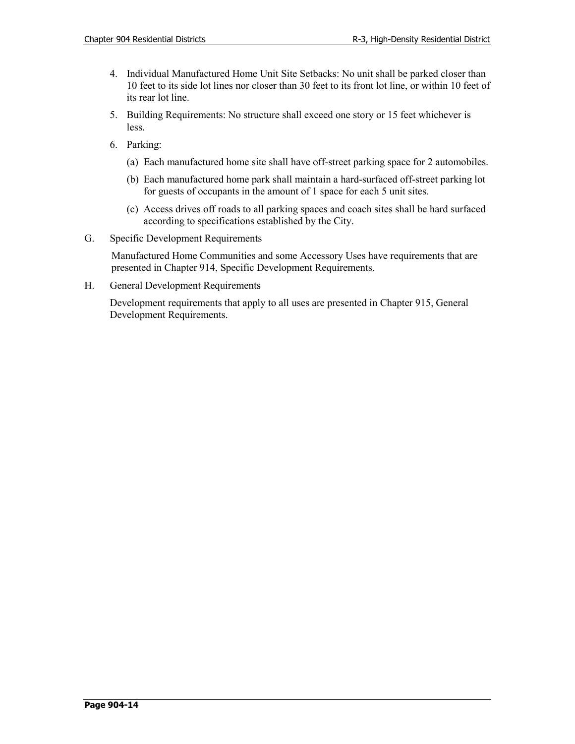4. Individual Manufactured Home Unit Site Setbacks: No unit shall be parked closer than 10 feet to its side lot lines nor closer than 30 feet to its front lot line, or within 10 feet of its rear lot line.

5. Building Requirements: No structure shall exceed one story or 15 feet whichever is less.

6. Parking:

   (a) Each manufactured home site shall have off-street parking space for 2 automobiles.

   (b) Each manufactured home park shall maintain a hard-surfaced off-street parking lot for guests of occupants in the amount of 1 space for each 5 unit sites.

   (c) Access drives off roads to all parking spaces and coach sites shall be hard surfaced according to specifications established by the City.

G. Specific Development Requirements

Manufactured Home Communities and some Accessory Uses have requirements that are presented in Chapter 914, Specific Development Requirements.

H. General Development Requirements

Development requirements that apply to all uses are presented in Chapter 915, General Development Requirements.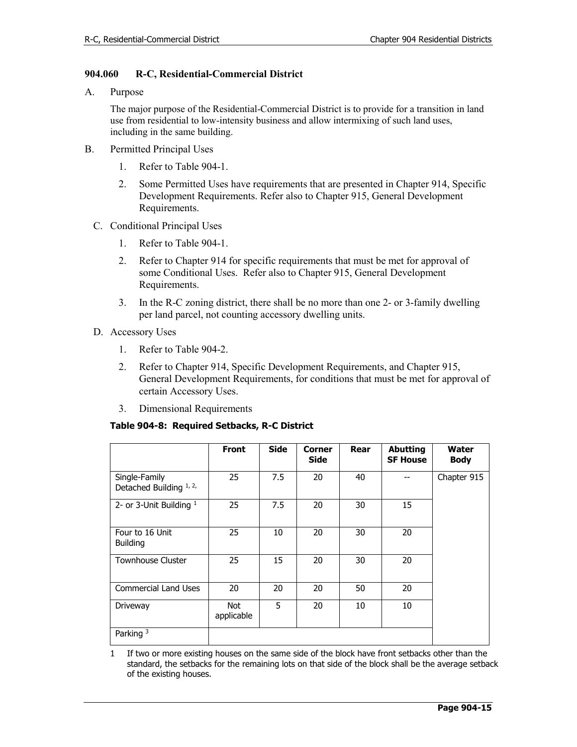### 904.060 R-C, Residential-Commercial District

A. Purpose

The major purpose of the Residential-Commercial District is to provide for a transition in land use from residential to low-intensity business and allow intermixing of such land uses, including in the same building.

B. Permitted Principal Uses

1. Refer to Table 904-1.
2. Some Permitted Uses have requirements that are presented in Chapter 914, Specific Development Requirements. Refer also to Chapter 915, General Development Requirements.

C. Conditional Principal Uses

1. Refer to Table 904-1.
2. Refer to Chapter 914 for specific requirements that must be met for approval of some Conditional Uses. Refer also to Chapter 915, General Development Requirements.
3. In the R-C zoning district, there shall be no more than one 2- or 3-family dwelling per land parcel, not counting accessory dwelling units.

D. Accessory Uses

1. Refer to Table 904-2.
2. Refer to Chapter 914, Specific Development Requirements, and Chapter 915, General Development Requirements, for conditions that must be met for approval of certain Accessory Uses.
3. Dimensional Requirements

**Table 904-8: Required Setbacks, R-C District**

| | Front | Side | Corner Side | Rear | Abutting SF House | Water Body |
|---|---|---|---|---|---|---|
| Single-Family Detached Building [1, 2,] | 25 | 7.5 | 20 | 40 | -- | Chapter 915 |
| 2- or 3-Unit Building [1] | 25 | 7.5 | 20 | 30 | 15 | |
| Four to 16 Unit Building | 25 | 10 | 20 | 30 | 20 | |
| Townhouse Cluster | 25 | 15 | 20 | 30 | 20 | |
| Commercial Land Uses | 20 | 20 | 20 | 50 | 20 | |
| Driveway | Not applicable | 5 | 20 | 10 | 10 | |
| Parking [3] | | | | | | |

1 If two or more existing houses on the same side of the block have front setbacks other than the standard, the setbacks for the remaining lots on that side of the block shall be the average setback of the existing houses.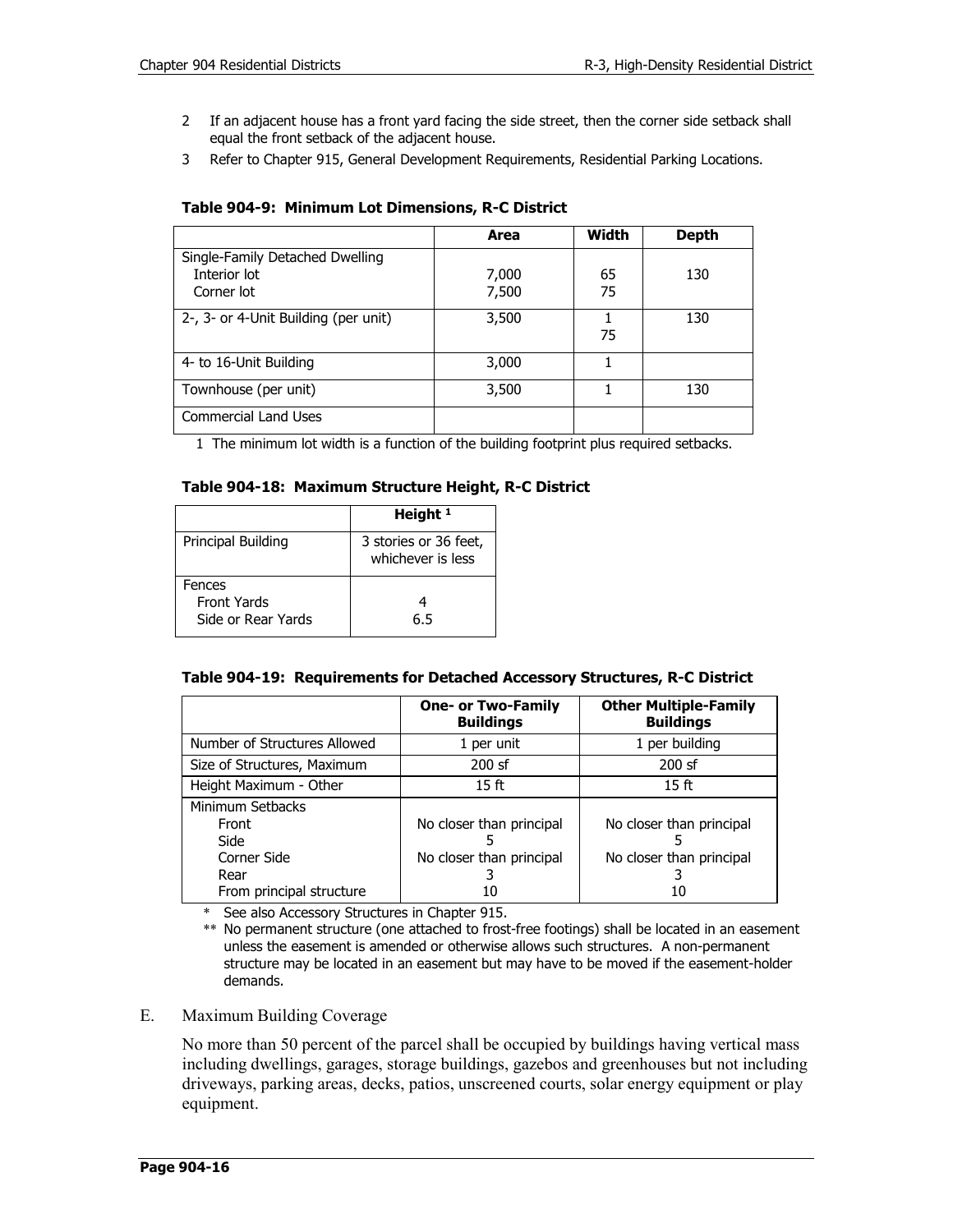2 If an adjacent house has a front yard facing the side street, then the corner side setback shall equal the front setback of the adjacent house.

3 Refer to Chapter 915, General Development Requirements, Residential Parking Locations.

**Table 904-9: Minimum Lot Dimensions, R-C District**

| | Area | Width | Depth |
|---|---|---|---|
| Single-Family Detached Dwelling<br>Interior lot<br>Corner lot | <br>7,000<br>7,500 | <br>65<br>75 | 130 |
| 2-, 3- or 4-Unit Building (per unit) | 3,500 | 1<br>75 | 130 |
| 4- to 16-Unit Building | 3,000 | 1 | |
| Townhouse (per unit) | 3,500 | 1 | 130 |
| Commercial Land Uses | | | |

1 The minimum lot width is a function of the building footprint plus required setbacks.

**Table 904-18: Maximum Structure Height, R-C District**

| | Height [1] |
|---|---|
| Principal Building | 3 stories or 36 feet, whichever is less |
| Fences<br>Front Yards<br>Side or Rear Yards | <br>4<br>6.5 |

**Table 904-19: Requirements for Detached Accessory Structures, R-C District**

| | One- or Two-Family Buildings | Other Multiple-Family Buildings |
|---|---|---|
| Number of Structures Allowed | 1 per unit | 1 per building |
| Size of Structures, Maximum | 200 sf | 200 sf |
| Height Maximum - Other | 15 ft | 15 ft |
| Minimum Setbacks<br>Front<br>Side<br>Corner Side<br>Rear<br>From principal structure | <br>No closer than principal<br>5<br>No closer than principal<br>3<br>10 | <br>No closer than principal<br>5<br>No closer than principal<br>3<br>10 |

\* See also Accessory Structures in Chapter 915.

\*\* No permanent structure (one attached to frost-free footings) shall be located in an easement unless the easement is amended or otherwise allows such structures. A non-permanent structure may be located in an easement but may have to be moved if the easement-holder demands.

E. Maximum Building Coverage

No more than 50 percent of the parcel shall be occupied by buildings having vertical mass including dwellings, garages, storage buildings, gazebos and greenhouses but not including driveways, parking areas, decks, patios, unscreened courts, solar energy equipment or play equipment.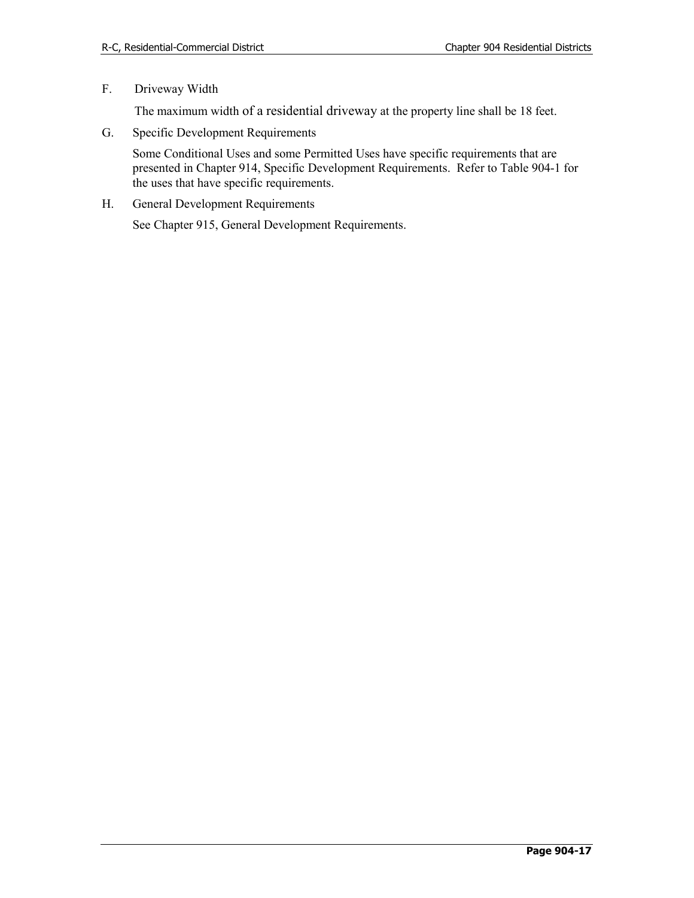F. Driveway Width

The maximum width of a residential driveway at the property line shall be 18 feet.

G. Specific Development Requirements

Some Conditional Uses and some Permitted Uses have specific requirements that are presented in Chapter 914, Specific Development Requirements. Refer to Table 904-1 for the uses that have specific requirements.

H. General Development Requirements

See Chapter 915, General Development Requirements.